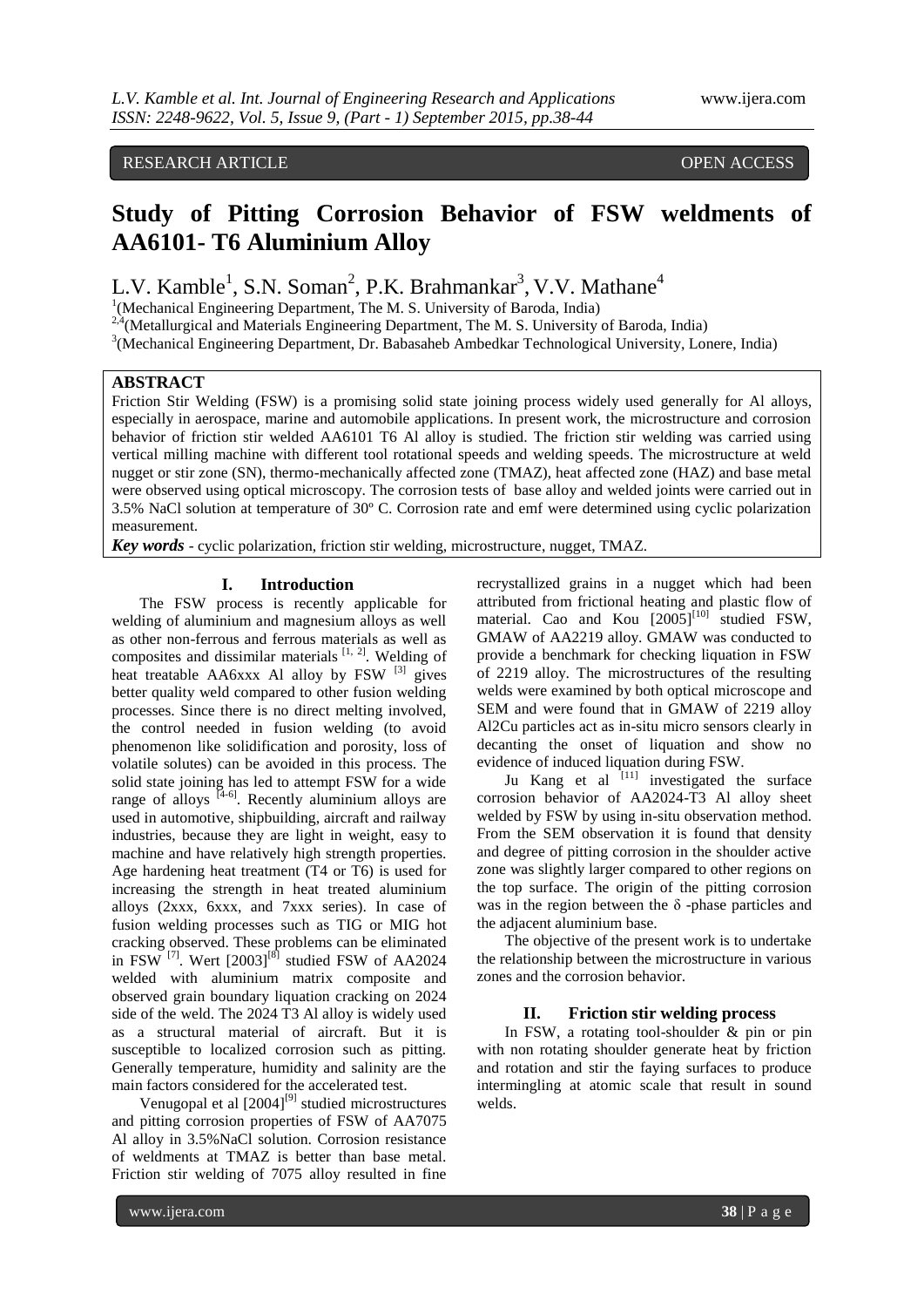RESEARCH ARTICLE OPEN ACCESS

# Study of Pitting Corrosion Behavior of FSW weldments of AA6101- T6 Aluminium Alloy

L.V. Kamble[1], S.N. Soman[2], P.K. Brahmankar[3], V.V. Mathane[4]

[1](Mechanical Engineering Department, The M. S. University of Baroda, India)
[2,4](Metallurgical and Materials Engineering Department, The M. S. University of Baroda, India)
[3](Mechanical Engineering Department, Dr. Babasaheb Ambedkar Technological University, Lonere, India)

## ABSTRACT

Friction Stir Welding (FSW) is a promising solid state joining process widely used generally for Al alloys, especially in aerospace, marine and automobile applications. In present work, the microstructure and corrosion behavior of friction stir welded AA6101 T6 Al alloy is studied. The friction stir welding was carried using vertical milling machine with different tool rotational speeds and welding speeds. The microstructure at weld nugget or stir zone (SN), thermo-mechanically affected zone (TMAZ), heat affected zone (HAZ) and base metal were observed using optical microscopy. The corrosion tests of base alloy and welded joints were carried out in 3.5% NaCl solution at temperature of 30º C. Corrosion rate and emf were determined using cyclic polarization measurement.

***Key words*** - cyclic polarization, friction stir welding, microstructure, nugget, TMAZ.

## I. Introduction

The FSW process is recently applicable for welding of aluminium and magnesium alloys as well as other non-ferrous and ferrous materials as well as composites and dissimilar materials [1, 2]. Welding of heat treatable AA6xxx Al alloy by FSW [3] gives better quality weld compared to other fusion welding processes. Since there is no direct melting involved, the control needed in fusion welding (to avoid phenomenon like solidification and porosity, loss of volatile solutes) can be avoided in this process. The solid state joining has led to attempt FSW for a wide range of alloys [4-6]. Recently aluminium alloys are used in automotive, shipbuilding, aircraft and railway industries, because they are light in weight, easy to machine and have relatively high strength properties. Age hardening heat treatment (T4 or T6) is used for increasing the strength in heat treated aluminium alloys (2xxx, 6xxx, and 7xxx series). In case of fusion welding processes such as TIG or MIG hot cracking observed. These problems can be eliminated in FSW [7]. Wert [2003][8] studied FSW of AA2024 welded with aluminium matrix composite and observed grain boundary liquation cracking on 2024 side of the weld. The 2024 T3 Al alloy is widely used as a structural material of aircraft. But it is susceptible to localized corrosion such as pitting. Generally temperature, humidity and salinity are the main factors considered for the accelerated test.

Venugopal et al [2004][9] studied microstructures and pitting corrosion properties of FSW of AA7075 Al alloy in 3.5%NaCl solution. Corrosion resistance of weldments at TMAZ is better than base metal. Friction stir welding of 7075 alloy resulted in fine recrystallized grains in a nugget which had been attributed from frictional heating and plastic flow of material. Cao and Kou [2005][10] studied FSW, GMAW of AA2219 alloy. GMAW was conducted to provide a benchmark for checking liquation in FSW of 2219 alloy. The microstructures of the resulting welds were examined by both optical microscope and SEM and were found that in GMAW of 2219 alloy Al2Cu particles act as in-situ micro sensors clearly in decanting the onset of liquation and show no evidence of induced liquation during FSW.

Ju Kang et al [11] investigated the surface corrosion behavior of AA2024-T3 Al alloy sheet welded by FSW by using in-situ observation method. From the SEM observation it is found that density and degree of pitting corrosion in the shoulder active zone was slightly larger compared to other regions on the top surface. The origin of the pitting corrosion was in the region between the δ -phase particles and the adjacent aluminium base.

The objective of the present work is to undertake the relationship between the microstructure in various zones and the corrosion behavior.

## II. Friction stir welding process

In FSW, a rotating tool-shoulder & pin or pin with non rotating shoulder generate heat by friction and rotation and stir the faying surfaces to produce intermingling at atomic scale that result in sound welds.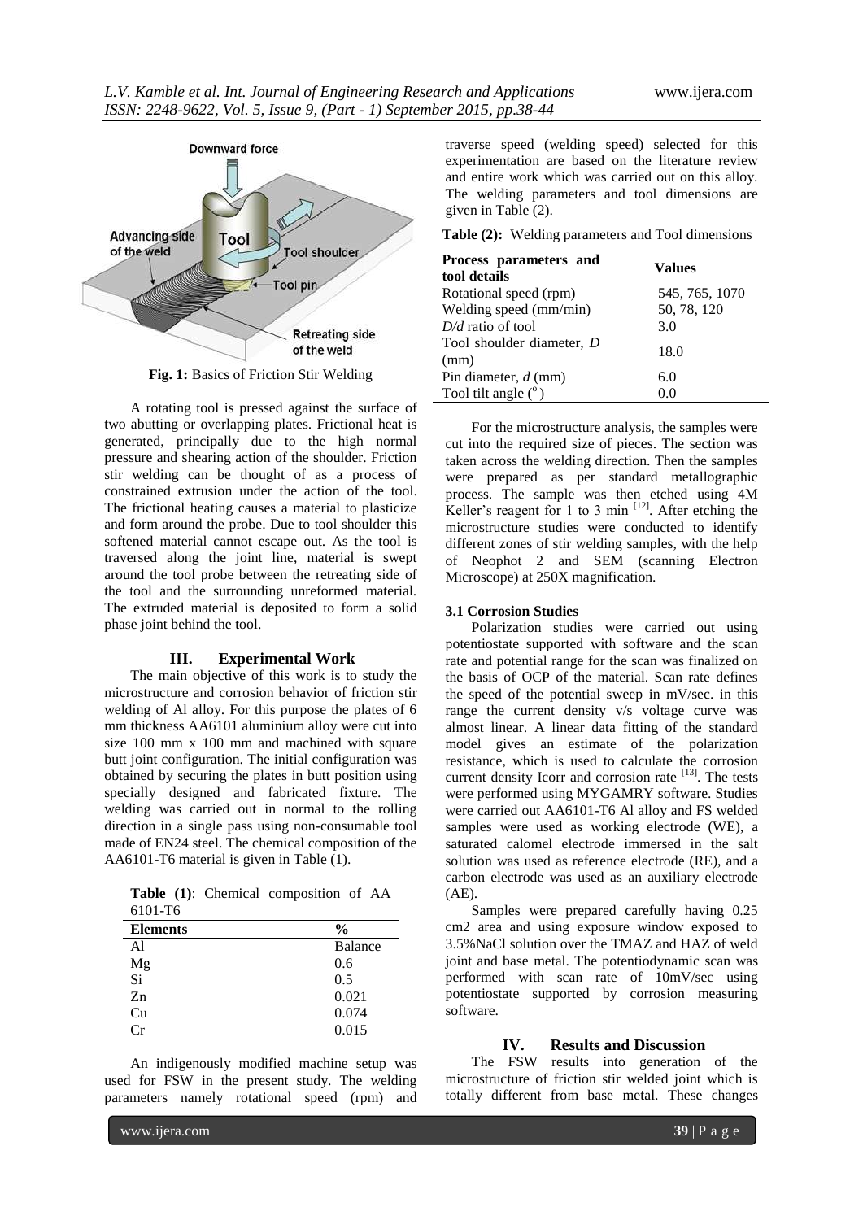**Fig. 1:** Basics of Friction Stir Welding

A rotating tool is pressed against the surface of two abutting or overlapping plates. Frictional heat is generated, principally due to the high normal pressure and shearing action of the shoulder. Friction stir welding can be thought of as a process of constrained extrusion under the action of the tool. The frictional heating causes a material to plasticize and form around the probe. Due to tool shoulder this softened material cannot escape out. As the tool is traversed along the joint line, material is swept around the tool probe between the retreating side of the tool and the surrounding unreformed material. The extruded material is deposited to form a solid phase joint behind the tool.

## III. Experimental Work

The main objective of this work is to study the microstructure and corrosion behavior of friction stir welding of Al alloy. For this purpose the plates of 6 mm thickness AA6101 aluminium alloy were cut into size 100 mm x 100 mm and machined with square butt joint configuration. The initial configuration was obtained by securing the plates in butt position using specially designed and fabricated fixture. The welding was carried out in normal to the rolling direction in a single pass using non-consumable tool made of EN24 steel. The chemical composition of the AA6101-T6 material is given in Table (1).

**Table (1)**: Chemical composition of AA 6101-T6

| **Elements** | **%** |
|---|---|
| Al | Balance |
| Mg | 0.6 |
| Si | 0.5 |
| Zn | 0.021 |
| Cu | 0.074 |
| Cr | 0.015 |

An indigenously modified machine setup was used for FSW in the present study. The welding parameters namely rotational speed (rpm) and traverse speed (welding speed) selected for this experimentation are based on the literature review and entire work which was carried out on this alloy. The welding parameters and tool dimensions are given in Table (2).

**Table (2):** Welding parameters and Tool dimensions

| **Process parameters and tool details** | **Values** |
|---|---|
| Rotational speed (rpm) | 545, 765, 1070 |
| Welding speed (mm/min) | 50, 78, 120 |
| *D/d* ratio of tool | 3.0 |
| Tool shoulder diameter, *D* (mm) | 18.0 |
| Pin diameter, *d* (mm) | 6.0 |
| Tool tilt angle ($^{o}$) | 0.0 |

For the microstructure analysis, the samples were cut into the required size of pieces. The section was taken across the welding direction. Then the samples were prepared as per standard metallographic process. The sample was then etched using 4M Keller's reagent for 1 to 3 min [12]. After etching the microstructure studies were conducted to identify different zones of stir welding samples, with the help of Neophot 2 and SEM (scanning Electron Microscope) at 250X magnification.

### 3.1 Corrosion Studies

Polarization studies were carried out using potentiostate supported with software and the scan rate and potential range for the scan was finalized on the basis of OCP of the material. Scan rate defines the speed of the potential sweep in mV/sec. in this range the current density v/s voltage curve was almost linear. A linear data fitting of the standard model gives an estimate of the polarization resistance, which is used to calculate the corrosion current density Icorr and corrosion rate [13]. The tests were performed using MYGAMRY software. Studies were carried out AA6101-T6 Al alloy and FS welded samples were used as working electrode (WE), a saturated calomel electrode immersed in the salt solution was used as reference electrode (RE), and a carbon electrode was used as an auxiliary electrode (AE).

Samples were prepared carefully having 0.25 cm2 area and using exposure window exposed to 3.5%NaCl solution over the TMAZ and HAZ of weld joint and base metal. The potentiodynamic scan was performed with scan rate of 10mV/sec using potentiostate supported by corrosion measuring software.

## IV. Results and Discussion

The FSW results into generation of the microstructure of friction stir welded joint which is totally different from base metal. These changes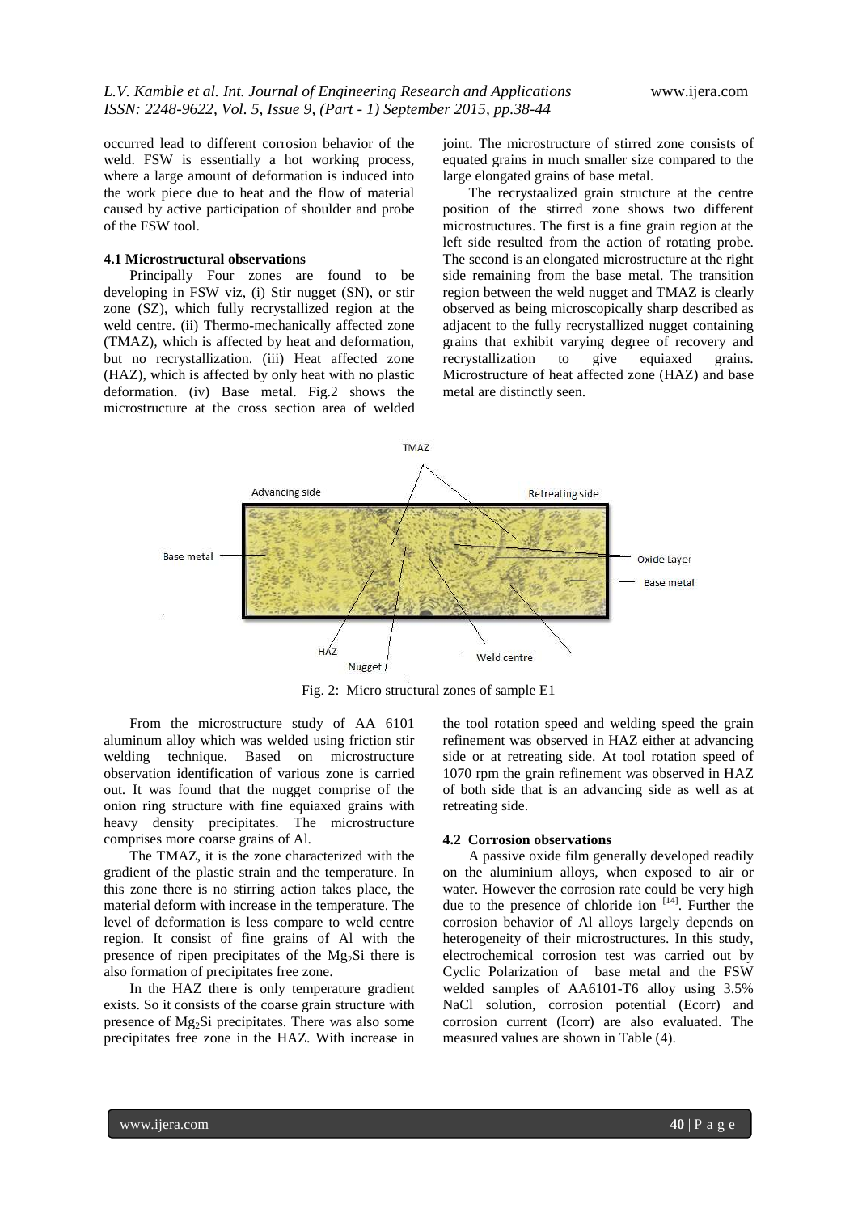occurred lead to different corrosion behavior of the weld. FSW is essentially a hot working process, where a large amount of deformation is induced into the work piece due to heat and the flow of material caused by active participation of shoulder and probe of the FSW tool.

### 4.1 Microstructural observations

Principally Four zones are found to be developing in FSW viz, (i) Stir nugget (SN), or stir zone (SZ), which fully recrystallized region at the weld centre. (ii) Thermo-mechanically affected zone (TMAZ), which is affected by heat and deformation, but no recrystallization. (iii) Heat affected zone (HAZ), which is affected by only heat with no plastic deformation. (iv) Base metal. Fig.2 shows the microstructure at the cross section area of welded joint. The microstructure of stirred zone consists of equated grains in much smaller size compared to the large elongated grains of base metal.

The recrystaalized grain structure at the centre position of the stirred zone shows two different microstructures. The first is a fine grain region at the left side resulted from the action of rotating probe. The second is an elongated microstructure at the right side remaining from the base metal. The transition region between the weld nugget and TMAZ is clearly observed as being microscopically sharp described as adjacent to the fully recrystallized nugget containing grains that exhibit varying degree of recovery and recrystallization to give equiaxed grains. Microstructure of heat affected zone (HAZ) and base metal are distinctly seen.

Fig. 2: Micro structural zones of sample E1

From the microstructure study of AA 6101 aluminum alloy which was welded using friction stir welding technique. Based on microstructure observation identification of various zone is carried out. It was found that the nugget comprise of the onion ring structure with fine equiaxed grains with heavy density precipitates. The microstructure comprises more coarse grains of Al.

The TMAZ, it is the zone characterized with the gradient of the plastic strain and the temperature. In this zone there is no stirring action takes place, the material deform with increase in the temperature. The level of deformation is less compare to weld centre region. It consist of fine grains of Al with the presence of ripen precipitates of the $Mg_2Si$ there is also formation of precipitates free zone.

In the HAZ there is only temperature gradient exists. So it consists of the coarse grain structure with presence of $Mg_2Si$ precipitates. There was also some precipitates free zone in the HAZ. With increase in the tool rotation speed and welding speed the grain refinement was observed in HAZ either at advancing side or at retreating side. At tool rotation speed of 1070 rpm the grain refinement was observed in HAZ of both side that is an advancing side as well as at retreating side.

### 4.2 Corrosion observations

A passive oxide film generally developed readily on the aluminium alloys, when exposed to air or water. However the corrosion rate could be very high due to the presence of chloride ion [14]. Further the corrosion behavior of Al alloys largely depends on heterogeneity of their microstructures. In this study, electrochemical corrosion test was carried out by Cyclic Polarization of base metal and the FSW welded samples of AA6101-T6 alloy using 3.5% NaCl solution, corrosion potential (Ecorr) and corrosion current (Icorr) are also evaluated. The measured values are shown in Table (4).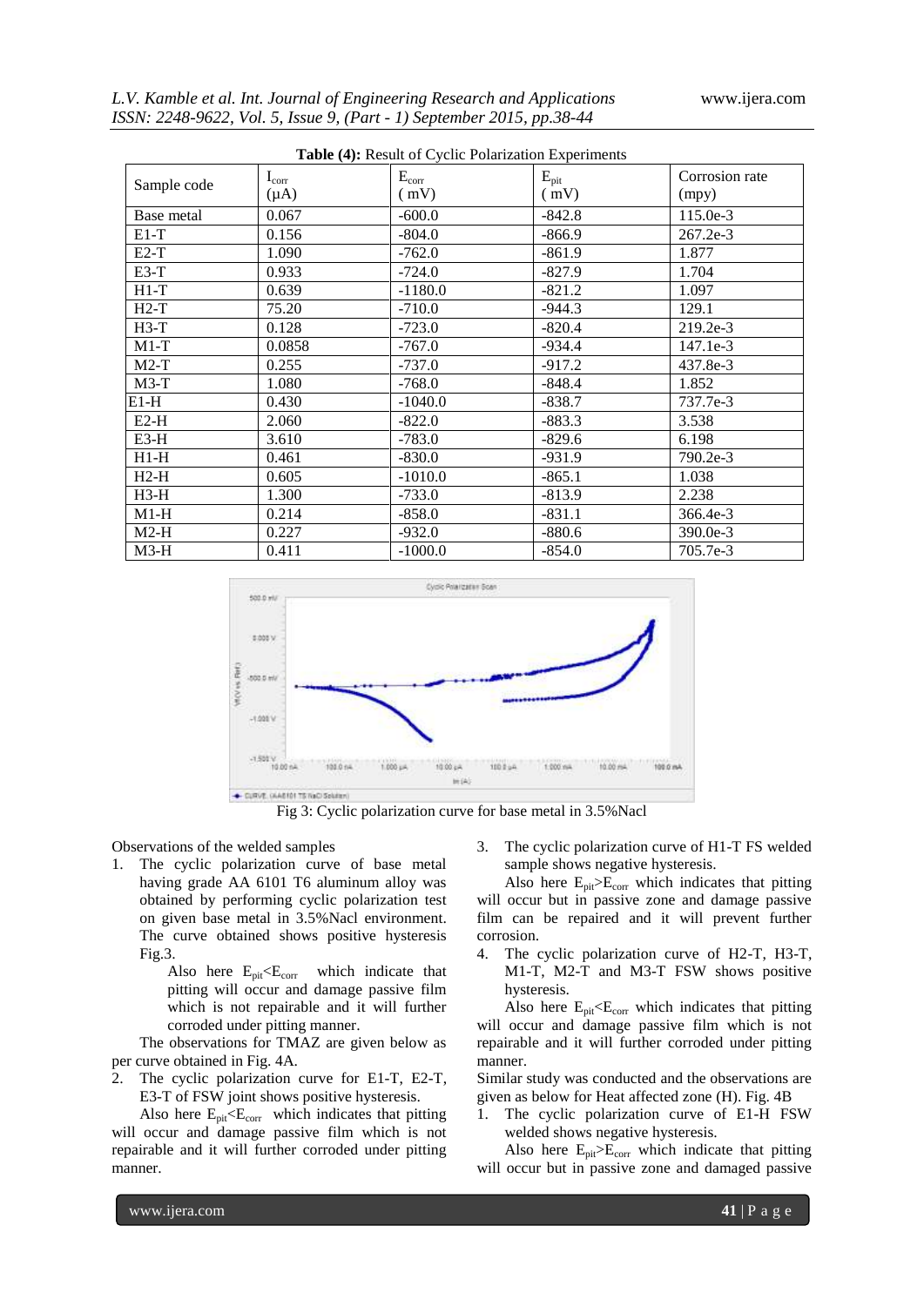**Table (4):** Result of Cyclic Polarization Experiments

| Sample code | $I_{corr}$ (μA) | $E_{corr}$ ( mV) | $E_{pit}$ ( mV) | Corrosion rate (mpy) |
|---|---|---|---|---|
| Base metal | 0.067 | -600.0 | -842.8 | 115.0e-3 |
| E1-T | 0.156 | -804.0 | -866.9 | 267.2e-3 |
| E2-T | 1.090 | -762.0 | -861.9 | 1.877 |
| E3-T | 0.933 | -724.0 | -827.9 | 1.704 |
| H1-T | 0.639 | -1180.0 | -821.2 | 1.097 |
| H2-T | 75.20 | -710.0 | -944.3 | 129.1 |
| H3-T | 0.128 | -723.0 | -820.4 | 219.2e-3 |
| M1-T | 0.0858 | -767.0 | -934.4 | 147.1e-3 |
| M2-T | 0.255 | -737.0 | -917.2 | 437.8e-3 |
| M3-T | 1.080 | -768.0 | -848.4 | 1.852 |
| E1-H | 0.430 | -1040.0 | -838.7 | 737.7e-3 |
| E2-H | 2.060 | -822.0 | -883.3 | 3.538 |
| E3-H | 3.610 | -783.0 | -829.6 | 6.198 |
| H1-H | 0.461 | -830.0 | -931.9 | 790.2e-3 |
| H2-H | 0.605 | -1010.0 | -865.1 | 1.038 |
| H3-H | 1.300 | -733.0 | -813.9 | 2.238 |
| M1-H | 0.214 | -858.0 | -831.1 | 366.4e-3 |
| M2-H | 0.227 | -932.0 | -880.6 | 390.0e-3 |
| M3-H | 0.411 | -1000.0 | -854.0 | 705.7e-3 |

Fig 3: Cyclic polarization curve for base metal in 3.5%Nacl

Observations of the welded samples

1. The cyclic polarization curve of base metal having grade AA 6101 T6 aluminum alloy was obtained by performing cyclic polarization test on given base metal in 3.5%Nacl environment. The curve obtained shows positive hysteresis Fig.3.

   Also here $E_{pit}<E_{corr}$ which indicate that pitting will occur and damage passive film which is not repairable and it will further corroded under pitting manner.

The observations for TMAZ are given below as per curve obtained in Fig. 4A.

2. The cyclic polarization curve for E1-T, E2-T, E3-T of FSW joint shows positive hysteresis.

   Also here $E_{pit}<E_{corr}$ which indicates that pitting will occur and damage passive film which is not repairable and it will further corroded under pitting manner.

3. The cyclic polarization curve of H1-T FS welded sample shows negative hysteresis.

   Also here $E_{pit}>E_{corr}$ which indicates that pitting will occur but in passive zone and damage passive film can be repaired and it will prevent further corrosion.

4. The cyclic polarization curve of H2-T, H3-T, M1-T, M2-T and M3-T FSW shows positive hysteresis.

   Also here $E_{pit}<E_{corr}$ which indicates that pitting will occur and damage passive film which is not repairable and it will further corroded under pitting manner.

Similar study was conducted and the observations are given as below for Heat affected zone (H). Fig. 4B

1. The cyclic polarization curve of E1-H FSW welded shows negative hysteresis.

   Also here $E_{pit}>E_{corr}$ which indicate that pitting will occur but in passive zone and damaged passive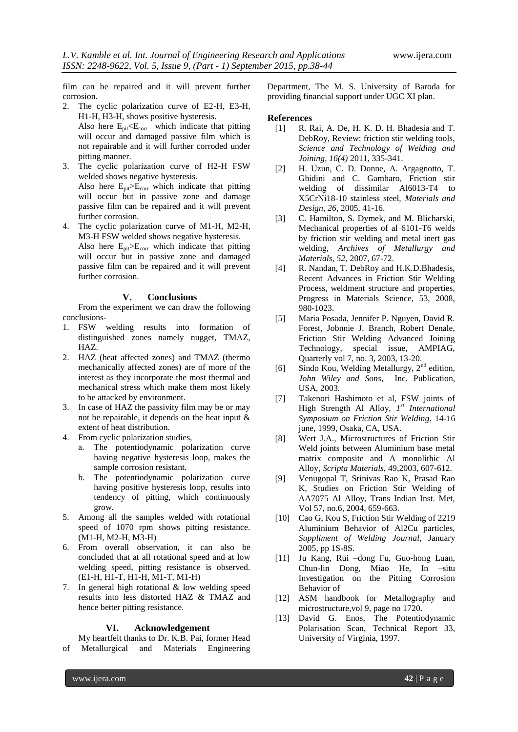film can be repaired and it will prevent further corrosion.

2. The cyclic polarization curve of E2-H, E3-H, H1-H, H3-H, shows positive hysteresis.
   Also here $E_{pit}<E_{corr}$ which indicate that pitting will occur and damaged passive film which is not repairable and it will further corroded under pitting manner.
3. The cyclic polarization curve of H2-H FSW welded shows negative hysteresis.
   Also here $E_{pit}>E_{corr}$ which indicate that pitting will occur but in passive zone and damage passive film can be repaired and it will prevent further corrosion.
4. The cyclic polarization curve of M1-H, M2-H, M3-H FSW welded shows negative hysteresis.
   Also here $E_{pit}>E_{corr}$ which indicate that pitting will occur but in passive zone and damaged passive film can be repaired and it will prevent further corrosion.

## V. Conclusions

From the experiment we can draw the following conclusions-

1. FSW welding results into formation of distinguished zones namely nugget, TMAZ, HAZ.
2. HAZ (heat affected zones) and TMAZ (thermo mechanically affected zones) are of more of the interest as they incorporate the most thermal and mechanical stress which make them most likely to be attacked by environment.
3. In case of HAZ the passivity film may be or may not be repairable, it depends on the heat input & extent of heat distribution.
4. From cyclic polarization studies,
   a. The potentiodynamic polarization curve having negative hysteresis loop, makes the sample corrosion resistant.
   b. The potentiodynamic polarization curve having positive hysteresis loop, results into tendency of pitting, which continuously grow.
5. Among all the samples welded with rotational speed of 1070 rpm shows pitting resistance. (M1-H, M2-H, M3-H)
6. From overall observation, it can also be concluded that at all rotational speed and at low welding speed, pitting resistance is observed. (E1-H, H1-T, H1-H, M1-T, M1-H)
7. In general high rotational & low welding speed results into less distorted HAZ & TMAZ and hence better pitting resistance.

## VI. Acknowledgement

My heartfelt thanks to Dr. K.B. Pai, former Head of Metallurgical and Materials Engineering Department, The M. S. University of Baroda for providing financial support under UGC XI plan.

## References

[1] R. Rai, A. De, H. K. D. H. Bhadesia and T. DebRoy, Review: friction stir welding tools, *Science and Technology of Welding and Joining, 16(4)* 2011, 335-341.

[2] H. Uzun, C. D. Donne, A. Argagnotto, T. Ghidini and C. Gambaro, Friction stir welding of dissimilar Al6013-T4 to X5CrNi18-10 stainless steel, *Materials and Design, 26*, 2005, 41-16.

[3] C. Hamilton, S. Dymek, and M. Blicharski, Mechanical properties of al 6101-T6 welds by friction stir welding and metal inert gas welding, *Archives of Metallurgy and Materials, 52*, 2007, 67-72.

[4] R. Nandan, T. DebRoy and H.K.D.Bhadesis, Recent Advances in Friction Stir Welding Process, weldment structure and properties, Progress in Materials Science, 53, 2008, 980-1023.

[5] Maria Posada, Jennifer P. Nguyen, David R. Forest, Jobnnie J. Branch, Robert Denale, Friction Stir Welding Advanced Joining Technology, special issue, AMPIAG, Quarterly vol 7, no. 3, 2003, 13-20.

[6] Sindo Kou, Welding Metallurgy, 2nd edition, *John Wiley and Sons*, Inc. Publication, USA, 2003.

[7] Takenori Hashimoto et al, FSW joints of High Strength Al Alloy, *1st International Symposium on Friction Stir Welding*, 14-16 june, 1999, Osaka, CA, USA.

[8] Wert J.A., Microstructures of Friction Stir Weld joints between Aluminium base metal matrix composite and A monolithic Al Alloy, *Scripta Materials*, 49,2003, 607-612.

[9] Venugopal T, Srinivas Rao K, Prasad Rao K, Studies on Friction Stir Welding of AA7075 Al Alloy, Trans Indian Inst. Met, Vol 57, no.6, 2004, 659-663.

[10] Cao G, Kou S, Friction Stir Welding of 2219 Aluminium Behavior of Al2Cu particles, *Suppliment of Welding Journal*, January 2005, pp 1S-8S.

[11] Ju Kang, Rui –dong Fu, Guo-hong Luan, Chun-lin Dong, Miao He, In –situ Investigation on the Pitting Corrosion Behavior of

[12] ASM handbook for Metallography and microstructure,vol 9, page no 1720.

[13] David G. Enos, The Potentiodynamic Polarisation Scan, Technical Report 33, University of Virginia, 1997.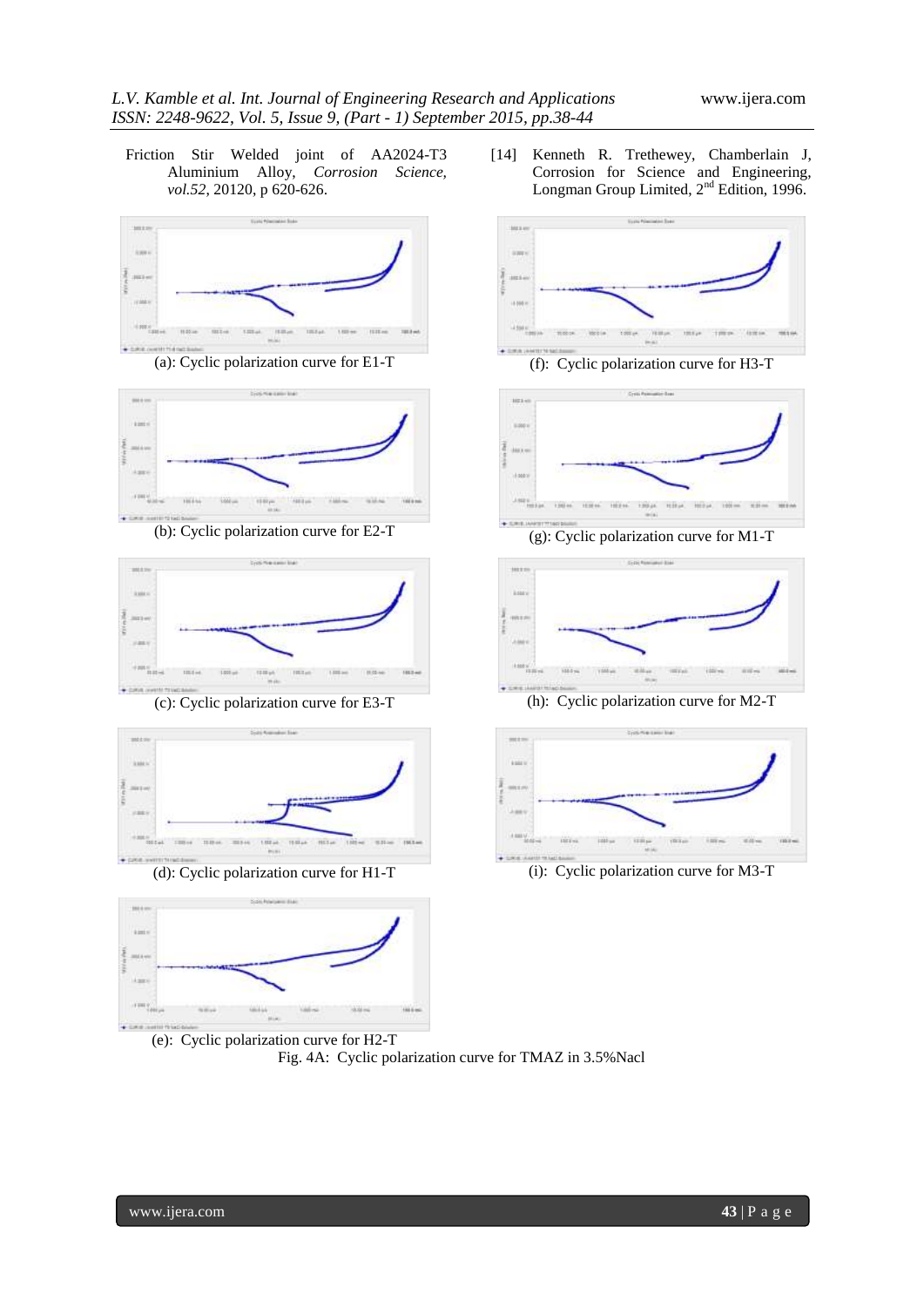Friction Stir Welded joint of AA2024-T3 Aluminium Alloy, *Corrosion Science, vol.52*, 20120, p 620-626.

[14] Kenneth R. Trethewey, Chamberlain J, Corrosion for Science and Engineering, Longman Group Limited, 2[nd] Edition, 1996.

(a): Cyclic polarization curve for E1-T

(b): Cyclic polarization curve for E2-T

(c): Cyclic polarization curve for E3-T

(d): Cyclic polarization curve for H1-T

(e): Cyclic polarization curve for H2-T

(f): Cyclic polarization curve for H3-T

(g): Cyclic polarization curve for M1-T

(h): Cyclic polarization curve for M2-T

(i): Cyclic polarization curve for M3-T

Fig. 4A: Cyclic polarization curve for TMAZ in 3.5%Nacl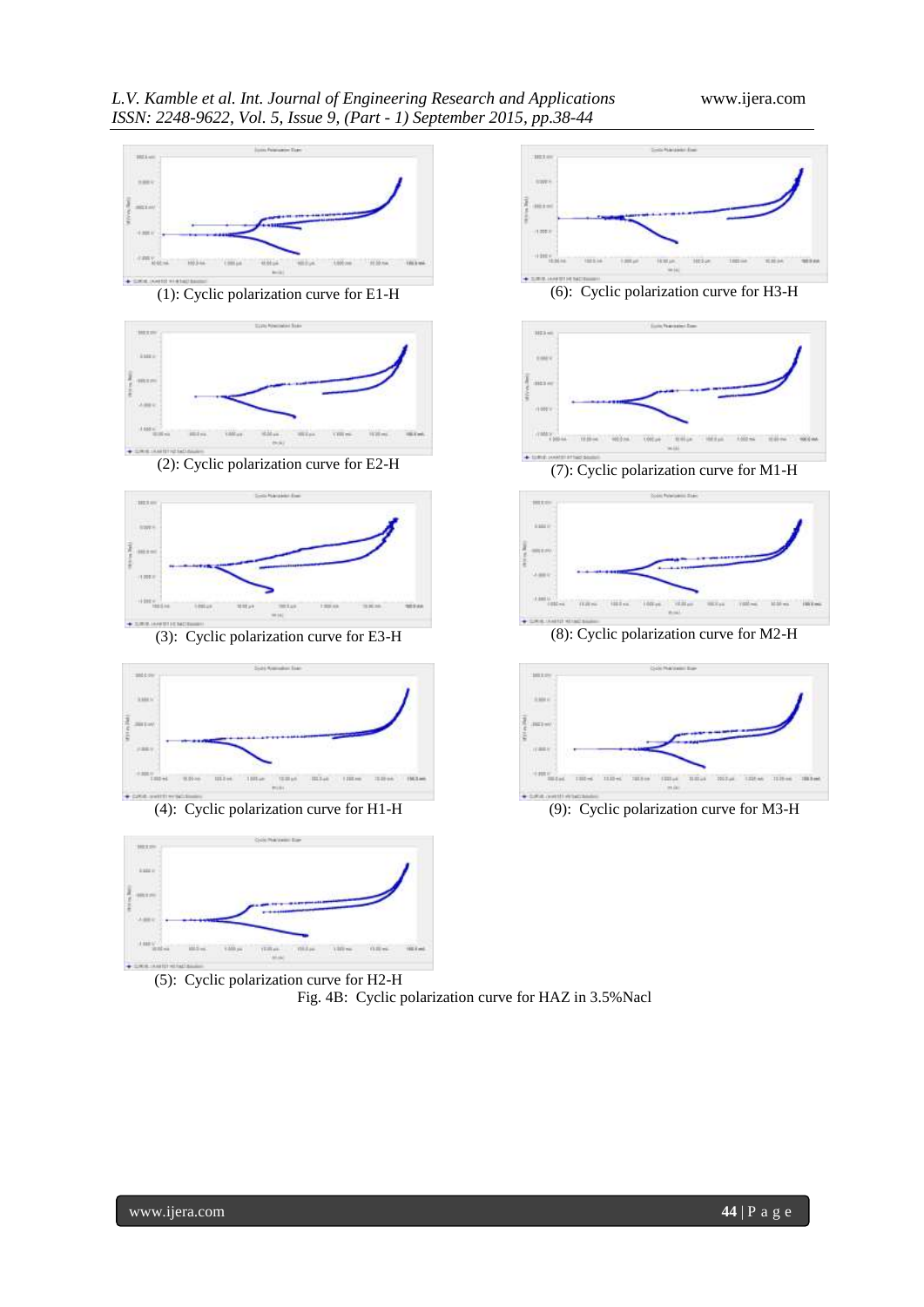(1): Cyclic polarization curve for E1-H

(6): Cyclic polarization curve for H3-H

(2): Cyclic polarization curve for E2-H

(7): Cyclic polarization curve for M1-H

(3): Cyclic polarization curve for E3-H

(8): Cyclic polarization curve for M2-H

(4): Cyclic polarization curve for H1-H

(9): Cyclic polarization curve for M3-H

(5): Cyclic polarization curve for H2-H

Fig. 4B: Cyclic polarization curve for HAZ in 3.5%Nacl